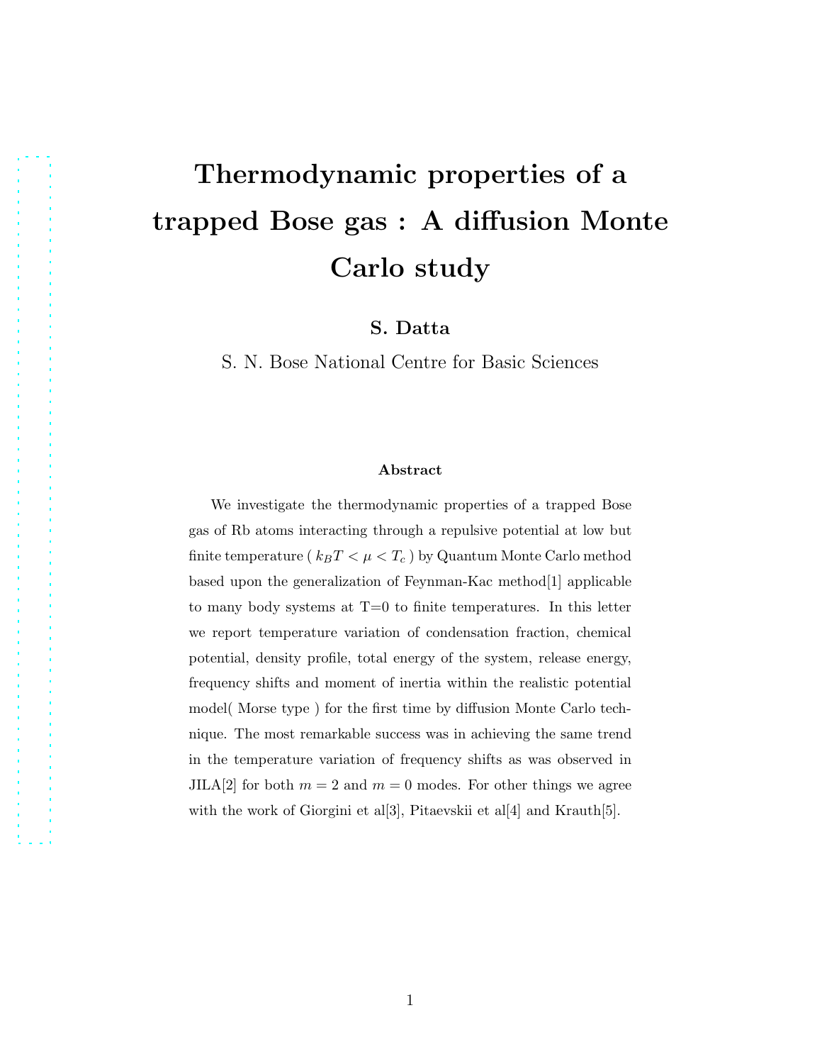# Thermodynamic properties of a trapped Bose gas : A diffusion Monte Carlo study

**S. Datta**

S. N. Bose National Centre for Basic Sciences

### Abstract

We investigate the thermodynamic properties of a trapped Bose gas of Rb atoms interacting through a repulsive potential at low but finite temperature ( $k_BT < \mu < T_c$ ) by Quantum Monte Carlo method based upon the generalization of Feynman-Kac method[1] applicable to many body systems at T=0 to finite temperatures. In this letter we report temperature variation of condensation fraction, chemical potential, density profile, total energy of the system, release energy, frequency shifts and moment of inertia within the realistic potential model( Morse type ) for the first time by diffusion Monte Carlo technique. The most remarkable success was in achieving the same trend in the temperature variation of frequency shifts as was observed in JILA[2] for both $m = 2$ and $m = 0$ modes. For other things we agree with the work of Giorgini et al[3], Pitaevskii et al[4] and Krauth[5].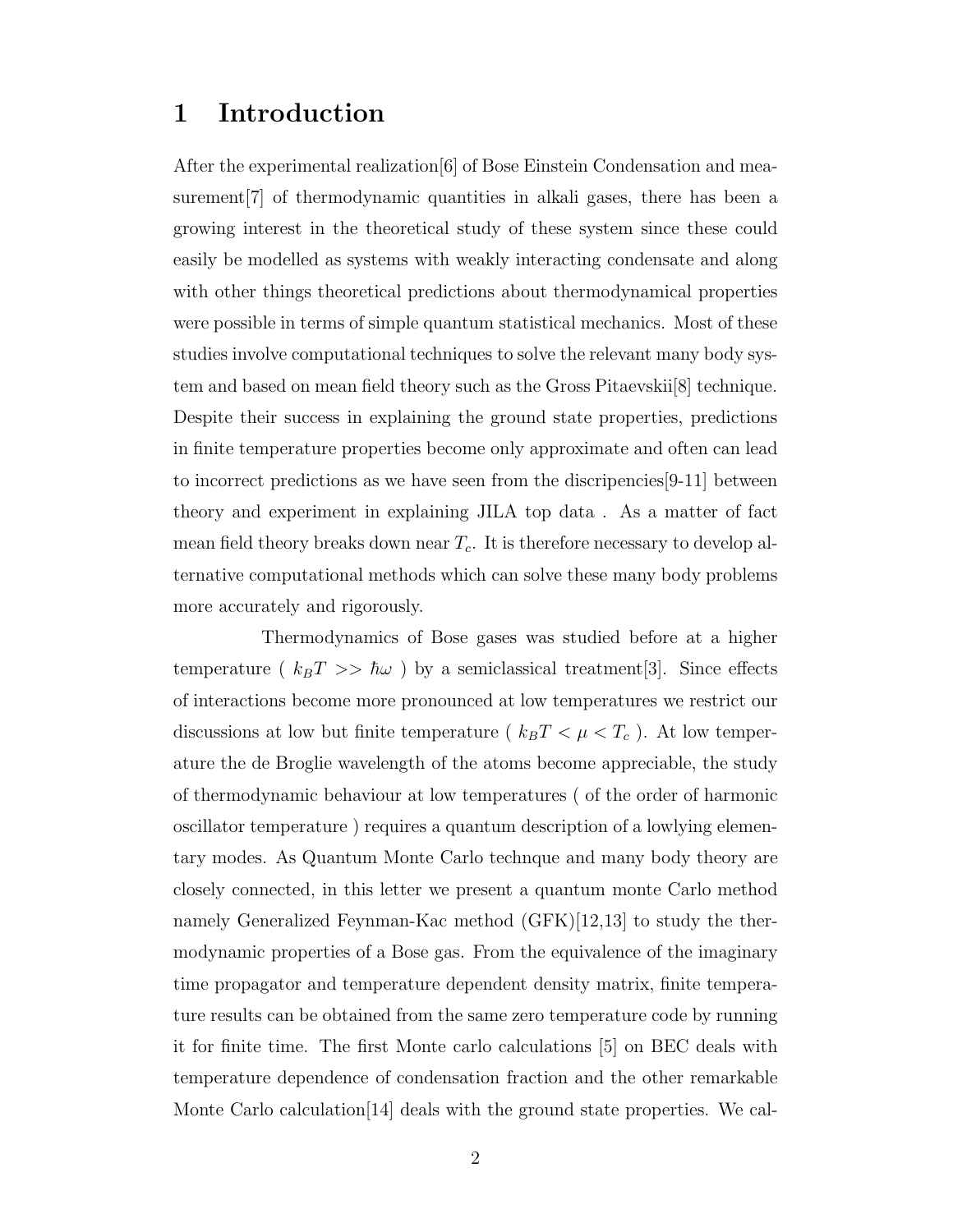# 1 Introduction

After the experimental realization[6] of Bose Einstein Condensation and measurement[7] of thermodynamic quantities in alkali gases, there has been a growing interest in the theoretical study of these system since these could easily be modelled as systems with weakly interacting condensate and along with other things theoretical predictions about thermodynamical properties were possible in terms of simple quantum statistical mechanics. Most of these studies involve computational techniques to solve the relevant many body system and based on mean field theory such as the Gross Pitaevskii[8] technique. Despite their success in explaining the ground state properties, predictions in finite temperature properties become only approximate and often can lead to incorrect predictions as we have seen from the discripencies[9-11] between theory and experiment in explaining JILA top data . As a matter of fact mean field theory breaks down near $T_c$. It is therefore necessary to develop alternative computational methods which can solve these many body problems more accurately and rigorously.

Thermodynamics of Bose gases was studied before at a higher temperature ( $k_B T >> \hbar\omega$ ) by a semiclassical treatment[3]. Since effects of interactions become more pronounced at low temperatures we restrict our discussions at low but finite temperature ( $k_B T < \mu < T_c$ ). At low temperature the de Broglie wavelength of the atoms become appreciable, the study of thermodynamic behaviour at low temperatures ( of the order of harmonic oscillator temperature ) requires a quantum description of a lowlying elementary modes. As Quantum Monte Carlo technque and many body theory are closely connected, in this letter we present a quantum monte Carlo method namely Generalized Feynman-Kac method (GFK)[12,13] to study the thermodynamic properties of a Bose gas. From the equivalence of the imaginary time propagator and temperature dependent density matrix, finite temperature results can be obtained from the same zero temperature code by running it for finite time. The first Monte carlo calculations [5] on BEC deals with temperature dependence of condensation fraction and the other remarkable Monte Carlo calculation[14] deals with the ground state properties. We cal-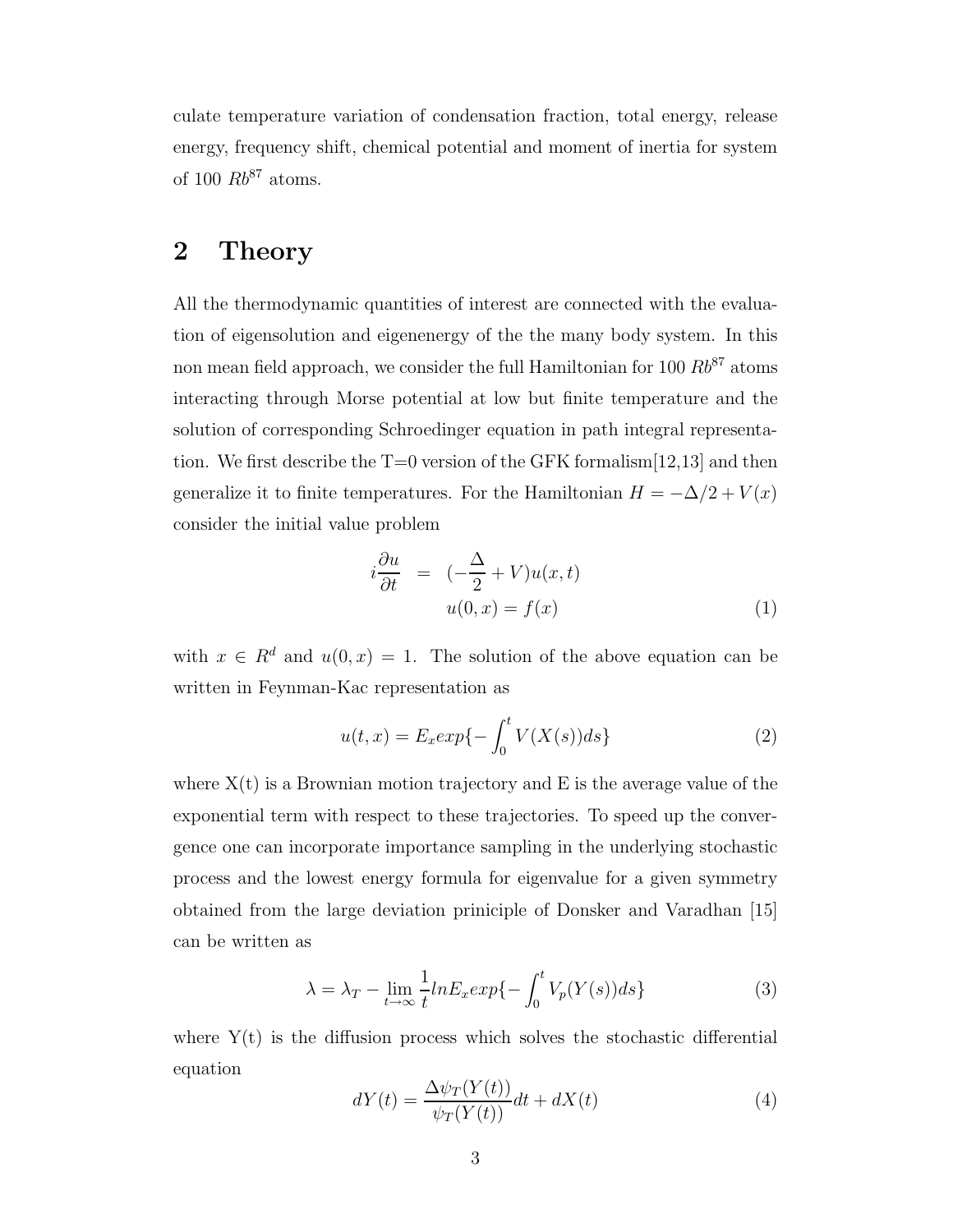culate temperature variation of condensation fraction, total energy, release energy, frequency shift, chemical potential and moment of inertia for system of 100 $Rb^{87}$ atoms.

## 2 Theory

All the thermodynamic quantities of interest are connected with the evaluation of eigensolution and eigenenergy of the the many body system. In this non mean field approach, we consider the full Hamiltonian for 100 $Rb^{87}$ atoms interacting through Morse potential at low but finite temperature and the solution of corresponding Schroedinger equation in path integral representation. We first describe the T=0 version of the GFK formalism[12,13] and then generalize it to finite temperatures. For the Hamiltonian $H = -\Delta/2 + V(x)$ consider the initial value problem

$$
\begin{aligned}
i\frac{\partial u}{\partial t} &= (-\frac{\Delta}{2} + V)u(x,t) \\
& u(0,x) = f(x)
\end{aligned}
\tag{1}
$$

with $x \in R^d$ and $u(0,x) = 1$. The solution of the above equation can be written in Feynman-Kac representation as

$$
u(t,x) = E_x exp\{-\int_0^t V(X(s))ds\}
\tag{2}
$$

where X(t) is a Brownian motion trajectory and E is the average value of the exponential term with respect to these trajectories. To speed up the convergence one can incorporate importance sampling in the underlying stochastic process and the lowest energy formula for eigenvalue for a given symmetry obtained from the large deviation priniciple of Donsker and Varadhan [15] can be written as

$$
\lambda = \lambda_T - \lim_{t \to \infty} \frac{1}{t} ln E_x exp\{-\int_0^t V_p(Y(s))ds\}
\tag{3}
$$

where Y(t) is the diffusion process which solves the stochastic differential equation

$$
dY(t) = \frac{\Delta \psi_T(Y(t))}{\psi_T(Y(t))}dt + dX(t)
\tag{4}
$$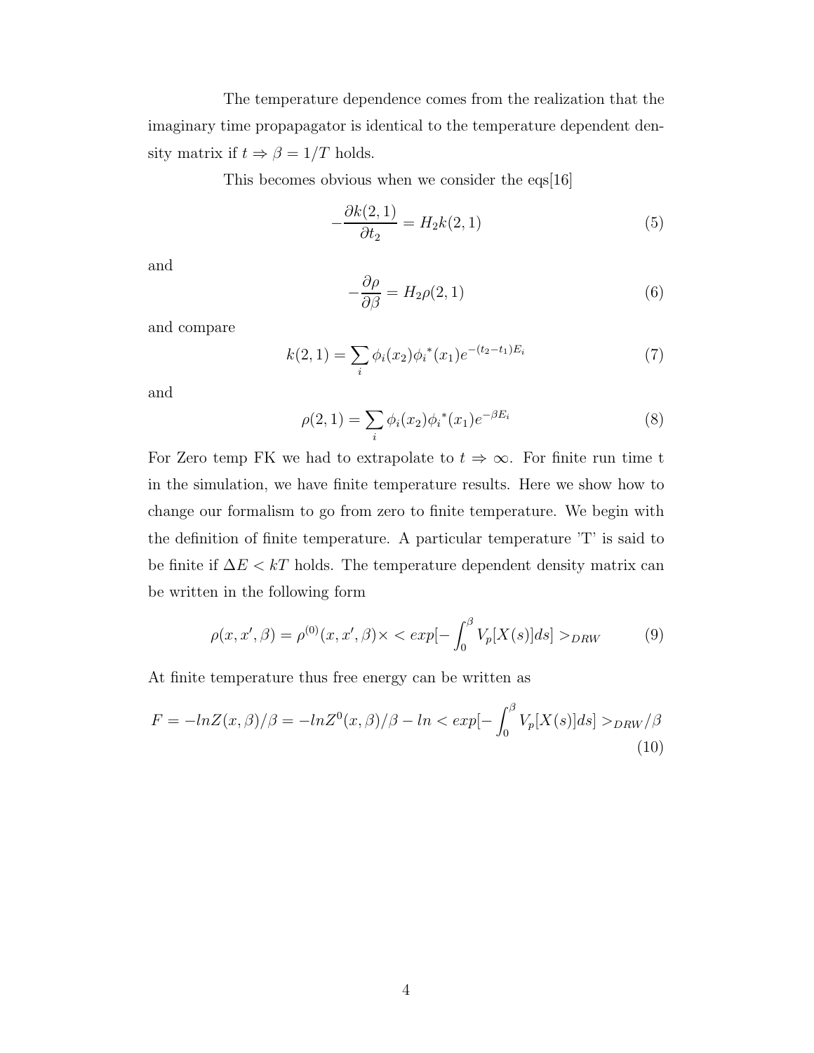The temperature dependence comes from the realization that the imaginary time propapagator is identical to the temperature dependent density matrix if $t \Rightarrow \beta = 1/T$ holds.

This becomes obvious when we consider the eqs[16]

$$-\frac{\partial k(2,1)}{\partial t_2} = H_2 k(2,1) \tag{5}$$

and

$$-\frac{\partial \rho}{\partial \beta} = H_2 \rho(2,1) \tag{6}$$

and compare

$$k(2,1) = \sum_i \phi_i(x_2)\phi_i{}^*(x_1)e^{-(t_2-t_1)E_i} \tag{7}$$

and

$$\rho(2,1) = \sum_i \phi_i(x_2)\phi_i{}^*(x_1)e^{-\beta E_i} \tag{8}$$

For Zero temp FK we had to extrapolate to $t \Rightarrow \infty$. For finite run time t in the simulation, we have finite temperature results. Here we show how to change our formalism to go from zero to finite temperature. We begin with the definition of finite temperature. A particular temperature 'T' is said to be finite if $\Delta E < kT$ holds. The temperature dependent density matrix can be written in the following form

$$\rho(x, x', \beta) = \rho^{(0)}(x, x', \beta) \times < exp[-\int_0^\beta V_p[X(s)]ds] >_{DRW} \tag{9}$$

At finite temperature thus free energy can be written as

$$F = -lnZ(x,\beta)/\beta = -lnZ^0(x,\beta)/\beta - ln < exp[-\int_0^\beta V_p[X(s)]ds] >_{DRW} /\beta \tag{10}$$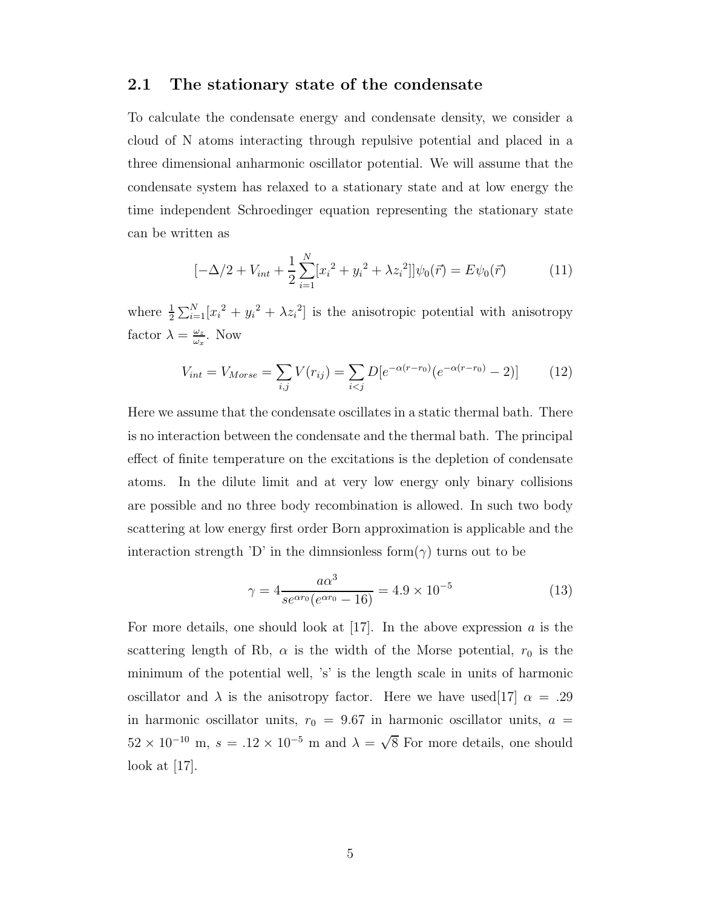## 2.1 The stationary state of the condensate

To calculate the condensate energy and condensate density, we consider a cloud of N atoms interacting through repulsive potential and placed in a three dimensional anharmonic oscillator potential. We will assume that the condensate system has relaxed to a stationary state and at low energy the time independent Schroedinger equation representing the stationary state can be written as

$$[-\Delta/2 + V_{int} + \frac{1}{2}\sum_{i=1}^{N}[{x_i}^2 + {y_i}^2 + \lambda {z_i}^2]]\psi_0(\vec{r}) = E\psi_0(\vec{r}) \tag{11}$$

where $\frac{1}{2}\sum_{i=1}^{N}[{x_i}^2 + {y_i}^2 + \lambda {z_i}^2]$ is the anisotropic potential with anisotropy factor $\lambda = \frac{\omega_z}{\omega_x}$. Now

$$V_{int} = V_{Morse} = \sum_{i,j} V(r_{ij}) = \sum_{i<j} D[e^{-\alpha(r-r_0)}(e^{-\alpha(r-r_0)} - 2)] \tag{12}$$

Here we assume that the condensate oscillates in a static thermal bath. There is no interaction between the condensate and the thermal bath. The principal effect of finite temperature on the excitations is the depletion of condensate atoms. In the dilute limit and at very low energy only binary collisions are possible and no three body recombination is allowed. In such two body scattering at low energy first order Born approximation is applicable and the interaction strength 'D' in the dimnsionless form($\gamma$) turns out to be

$$\gamma = 4\frac{a\alpha^3}{se^{\alpha r_0}(e^{\alpha r_0} - 16)} = 4.9 \times 10^{-5} \tag{13}$$

For more details, one should look at [17]. In the above expression $a$ is the scattering length of Rb, $\alpha$ is the width of the Morse potential, $r_0$ is the minimum of the potential well, 's' is the length scale in units of harmonic oscillator and $\lambda$ is the anisotropy factor. Here we have used[17] $\alpha = .29$ in harmonic oscillator units, $r_0 = 9.67$ in harmonic oscillator units, $a = 52 \times 10^{-10}$ m, $s = .12 \times 10^{-5}$ m and $\lambda = \sqrt{8}$ For more details, one should look at [17].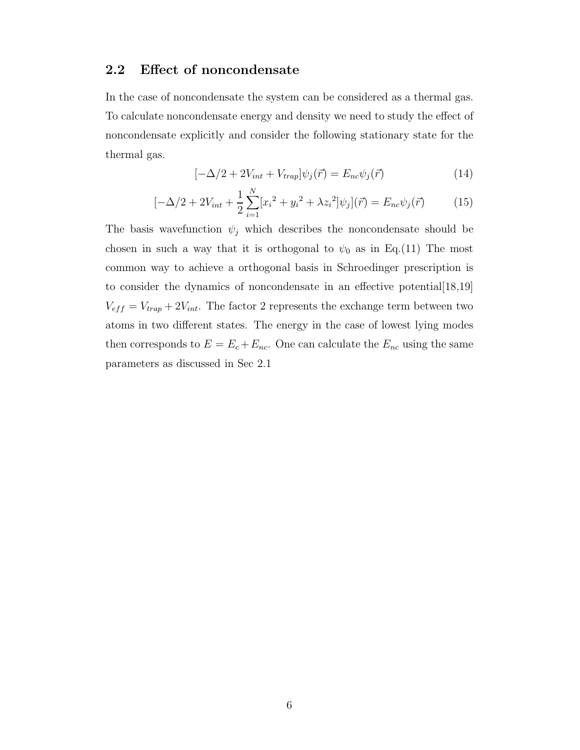## 2.2 Effect of noncondensate

In the case of noncondensate the system can be considered as a thermal gas. To calculate noncondensate energy and density we need to study the effect of noncondensate explicitly and consider the following stationary state for the thermal gas.

$$[-\Delta/2 + 2V_{int} + V_{trap}]\psi_j(\vec{r}) = E_{nc}\psi_j(\vec{r}) \tag{14}$$

$$[-\Delta/2 + 2V_{int} + \frac{1}{2}\sum_{i=1}^{N}[{x_i}^2 + {y_i}^2 + \lambda {z_i}^2]\psi_j](\vec{r}) = E_{nc}\psi_j(\vec{r}) \tag{15}$$

The basis wavefunction $\psi_j$ which describes the noncondensate should be chosen in such a way that it is orthogonal to $\psi_0$ as in Eq.(11) The most common way to achieve a orthogonal basis in Schroedinger prescription is to consider the dynamics of noncondensate in an effective potential[18,19] $V_{eff} = V_{trap} + 2V_{int}$. The factor 2 represents the exchange term between two atoms in two different states. The energy in the case of lowest lying modes then corresponds to $E = E_c + E_{nc}$. One can calculate the $E_{nc}$ using the same parameters as discussed in Sec 2.1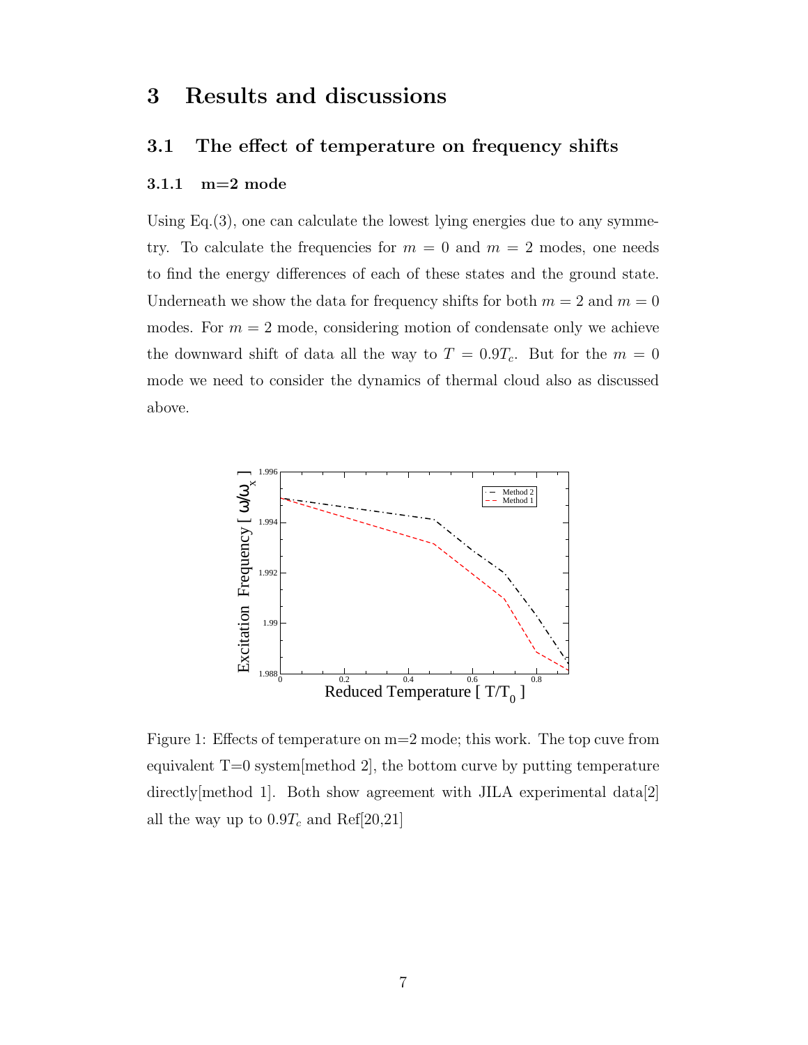# 3 Results and discussions

## 3.1 The effect of temperature on frequency shifts

### 3.1.1 m=2 mode

Using Eq.(3), one can calculate the lowest lying energies due to any symmetry. To calculate the frequencies for $m = 0$ and $m = 2$ modes, one needs to find the energy differences of each of these states and the ground state. Underneath we show the data for frequency shifts for both $m = 2$ and $m = 0$ modes. For $m = 2$ mode, considering motion of condensate only we achieve the downward shift of data all the way to $T = 0.9T_c$. But for the $m = 0$ mode we need to consider the dynamics of thermal cloud also as discussed above.

Figure 1: Effects of temperature on m=2 mode; this work. The top cuve from equivalent T=0 system[method 2], the bottom curve by putting temperature directly[method 1]. Both show agreement with JILA experimental data[2] all the way up to $0.9T_c$ and Ref[20,21]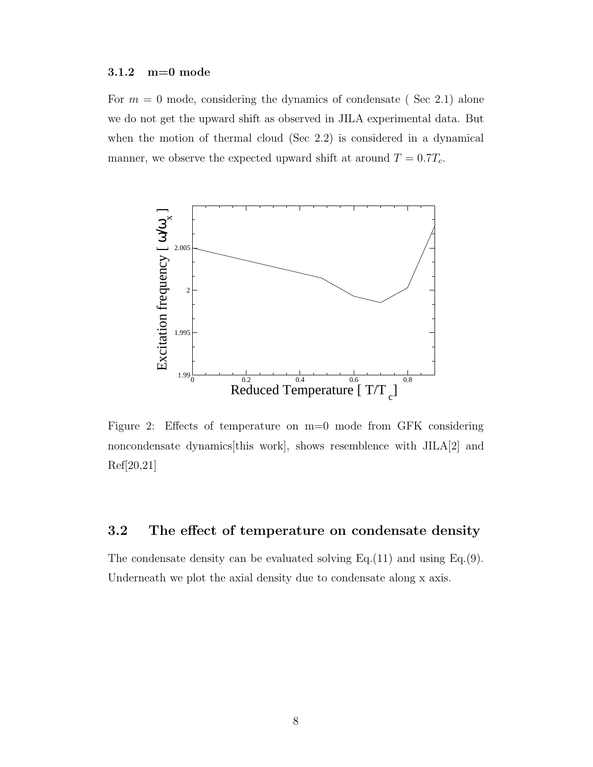### 3.1.2 m=0 mode

For $m = 0$ mode, considering the dynamics of condensate ( Sec 2.1) alone we do not get the upward shift as observed in JILA experimental data. But when the motion of thermal cloud (Sec 2.2) is considered in a dynamical manner, we observe the expected upward shift at around $T = 0.7T_c$.

Figure 2: Effects of temperature on m=0 mode from GFK considering noncondensate dynamics[this work], shows resemblence with JILA[2] and Ref[20,21]

## 3.2 The effect of temperature on condensate density

The condensate density can be evaluated solving Eq.(11) and using Eq.(9). Underneath we plot the axial density due to condensate along x axis.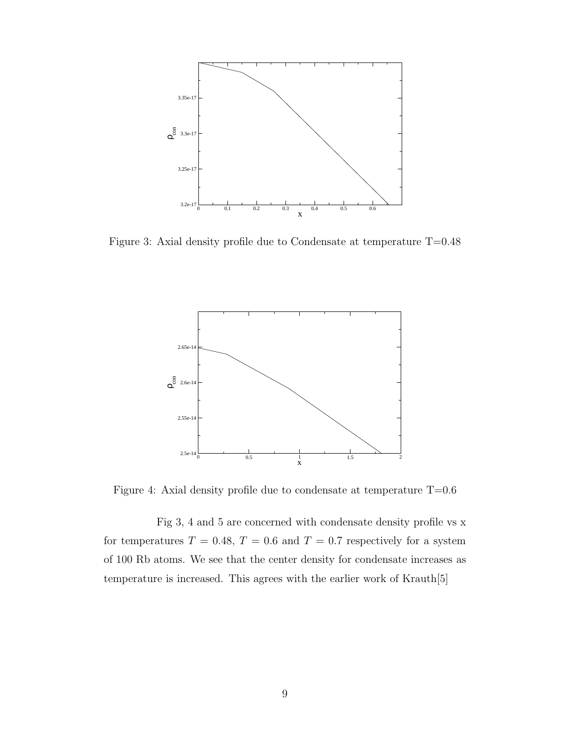Figure 3: Axial density profile due to Condensate at temperature T=0.48

Figure 4: Axial density profile due to condensate at temperature T=0.6

Fig 3, 4 and 5 are concerned with condensate density profile vs x for temperatures $T = 0.48$, $T = 0.6$ and $T = 0.7$ respectively for a system of 100 Rb atoms. We see that the center density for condensate increases as temperature is increased. This agrees with the earlier work of Krauth[5]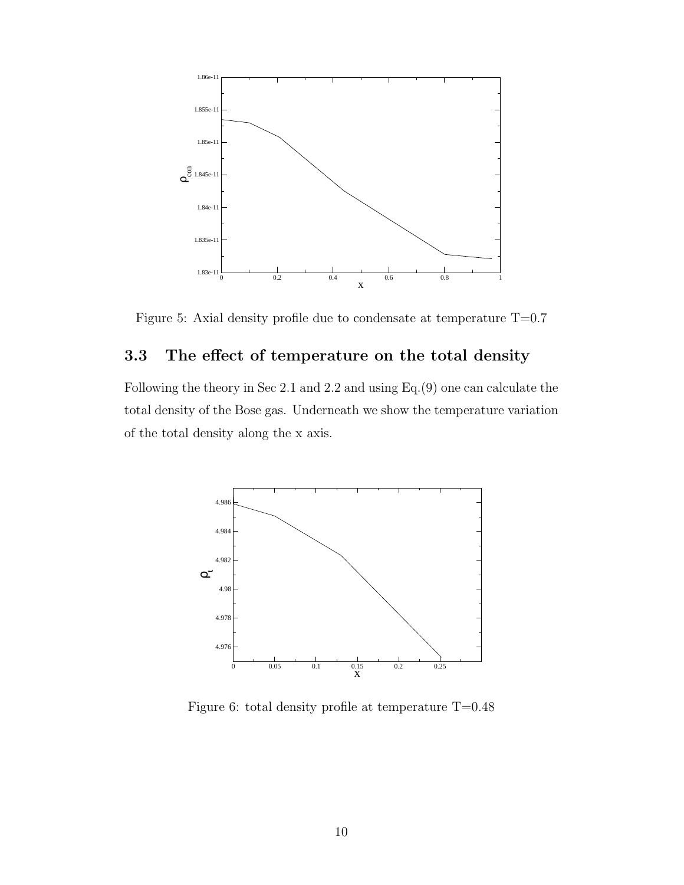Figure 5: Axial density profile due to condensate at temperature T=0.7

### 3.3 The effect of temperature on the total density

Following the theory in Sec 2.1 and 2.2 and using Eq.(9) one can calculate the total density of the Bose gas. Underneath we show the temperature variation of the total density along the x axis.

Figure 6: total density profile at temperature T=0.48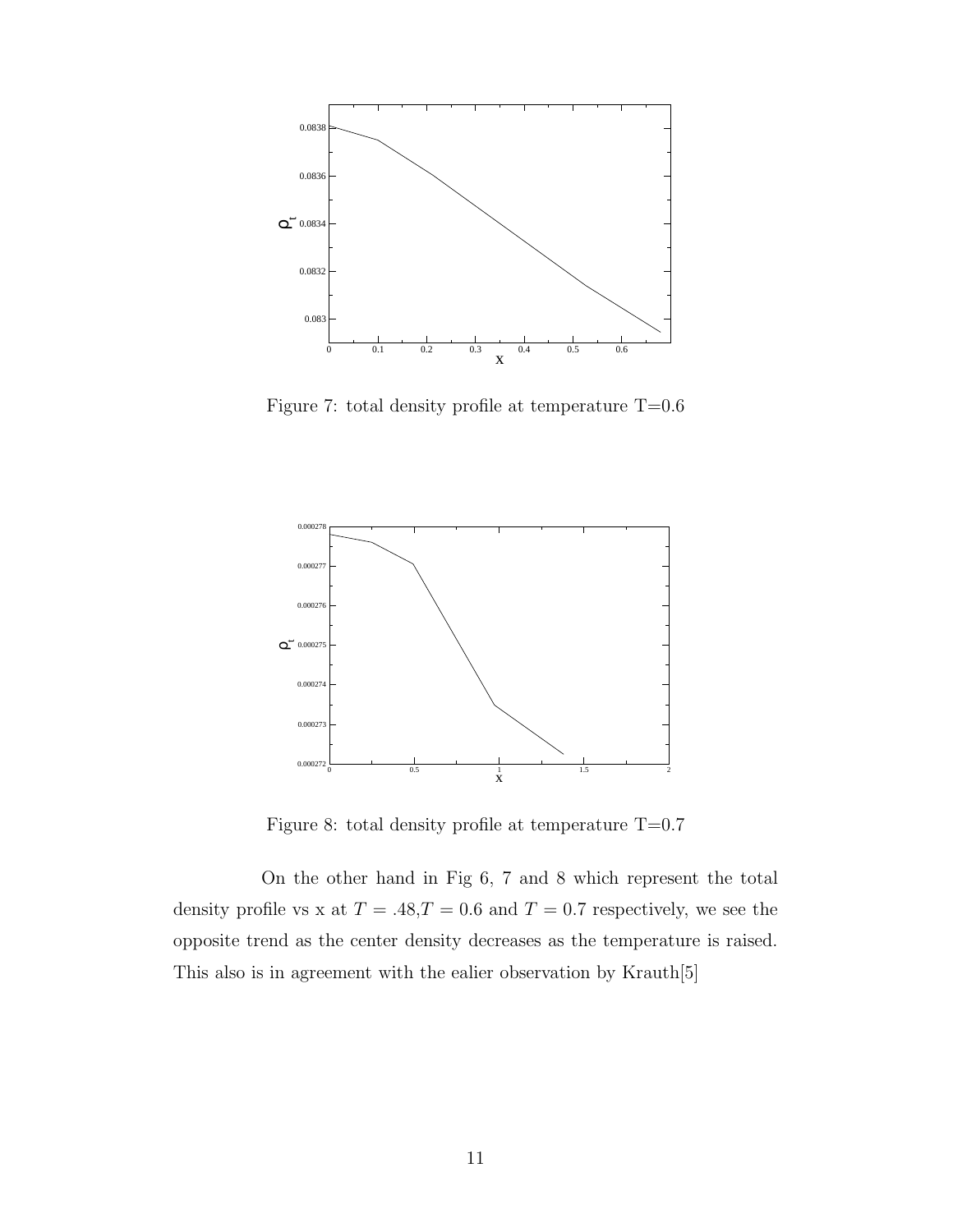Figure 7: total density profile at temperature T=0.6

Figure 8: total density profile at temperature T=0.7

On the other hand in Fig 6, 7 and 8 which represent the total density profile vs x at $T = .48$,$T = 0.6$ and $T = 0.7$ respectively, we see the opposite trend as the center density decreases as the temperature is raised. This also is in agreement with the ealier observation by Krauth[5]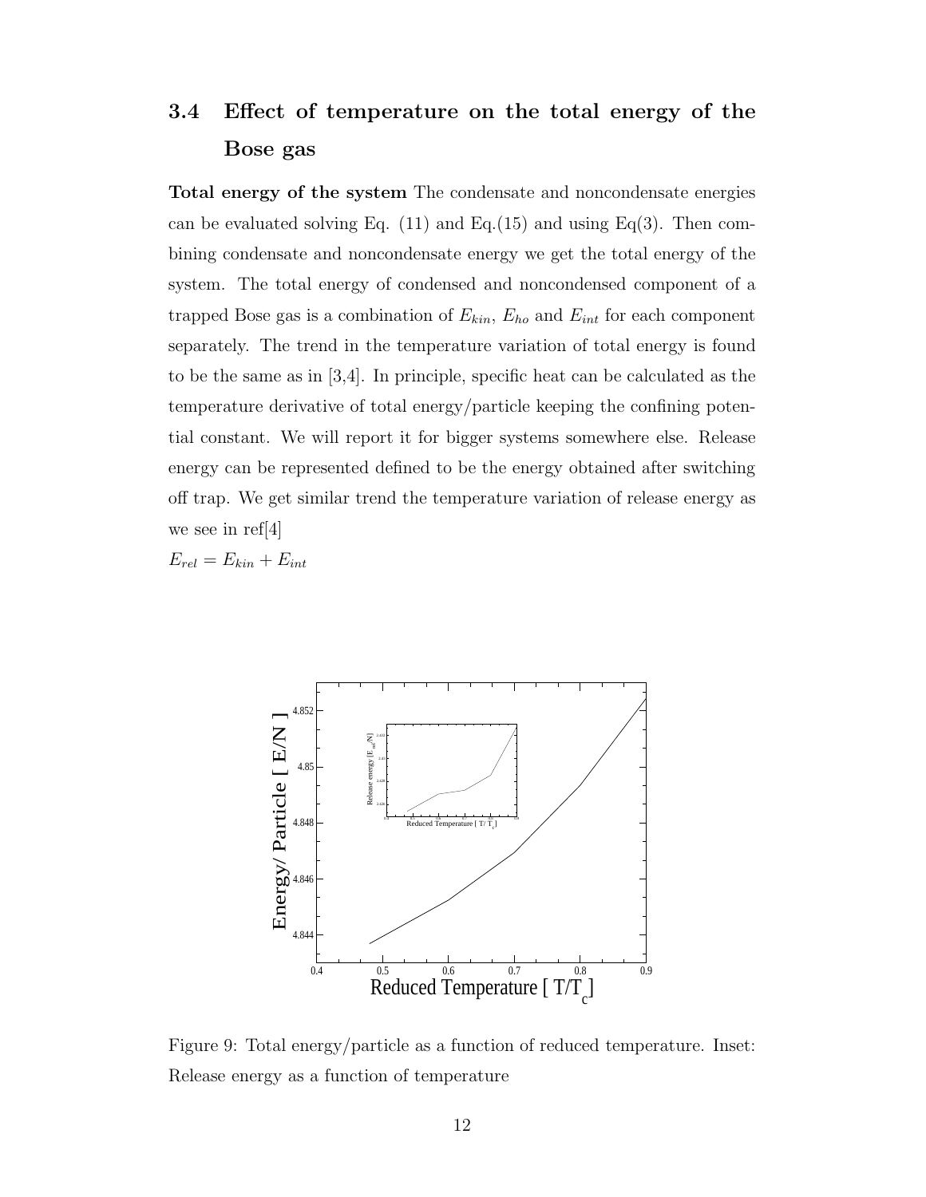### 3.4 Effect of temperature on the total energy of the Bose gas

**Total energy of the system** The condensate and noncondensate energies can be evaluated solving Eq. (11) and Eq.(15) and using Eq(3). Then combining condensate and noncondensate energy we get the total energy of the system. The total energy of condensed and noncondensed component of a trapped Bose gas is a combination of $E_{kin}$, $E_{ho}$ and $E_{int}$ for each component separately. The trend in the temperature variation of total energy is found to be the same as in [3,4]. In principle, specific heat can be calculated as the temperature derivative of total energy/particle keeping the confining potential constant. We will report it for bigger systems somewhere else. Release energy can be represented defined to be the energy obtained after switching off trap. We get similar trend the temperature variation of release energy as we see in ref[4]

$E_{rel} = E_{kin} + E_{int}$

Figure 9: Total energy/particle as a function of reduced temperature. Inset: Release energy as a function of temperature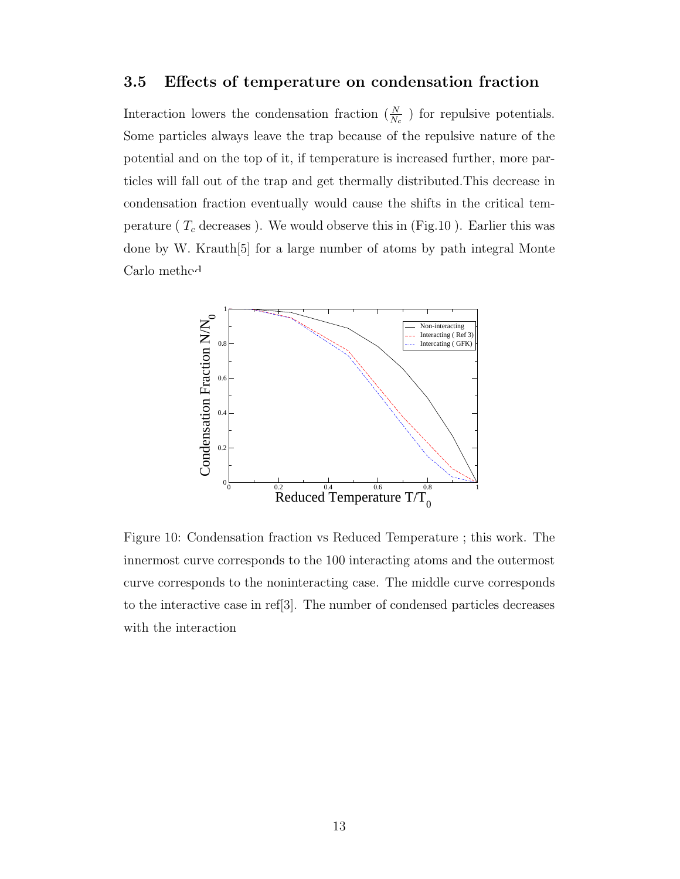### 3.5 Effects of temperature on condensation fraction

Interaction lowers the condensation fraction ($\frac{N}{N_c}$ ) for repulsive potentials. Some particles always leave the trap because of the repulsive nature of the potential and on the top of it, if temperature is increased further, more particles will fall out of the trap and get thermally distributed.This decrease in condensation fraction eventually would cause the shifts in the critical temperature ( $T_c$ decreases ). We would observe this in (Fig.10 ). Earlier this was done by W. Krauth[5] for a large number of atoms by path integral Monte Carlo method

Figure 10: Condensation fraction vs Reduced Temperature ; this work. The innermost curve corresponds to the 100 interacting atoms and the outermost curve corresponds to the noninteracting case. The middle curve corresponds to the interactive case in ref[3]. The number of condensed particles decreases with the interaction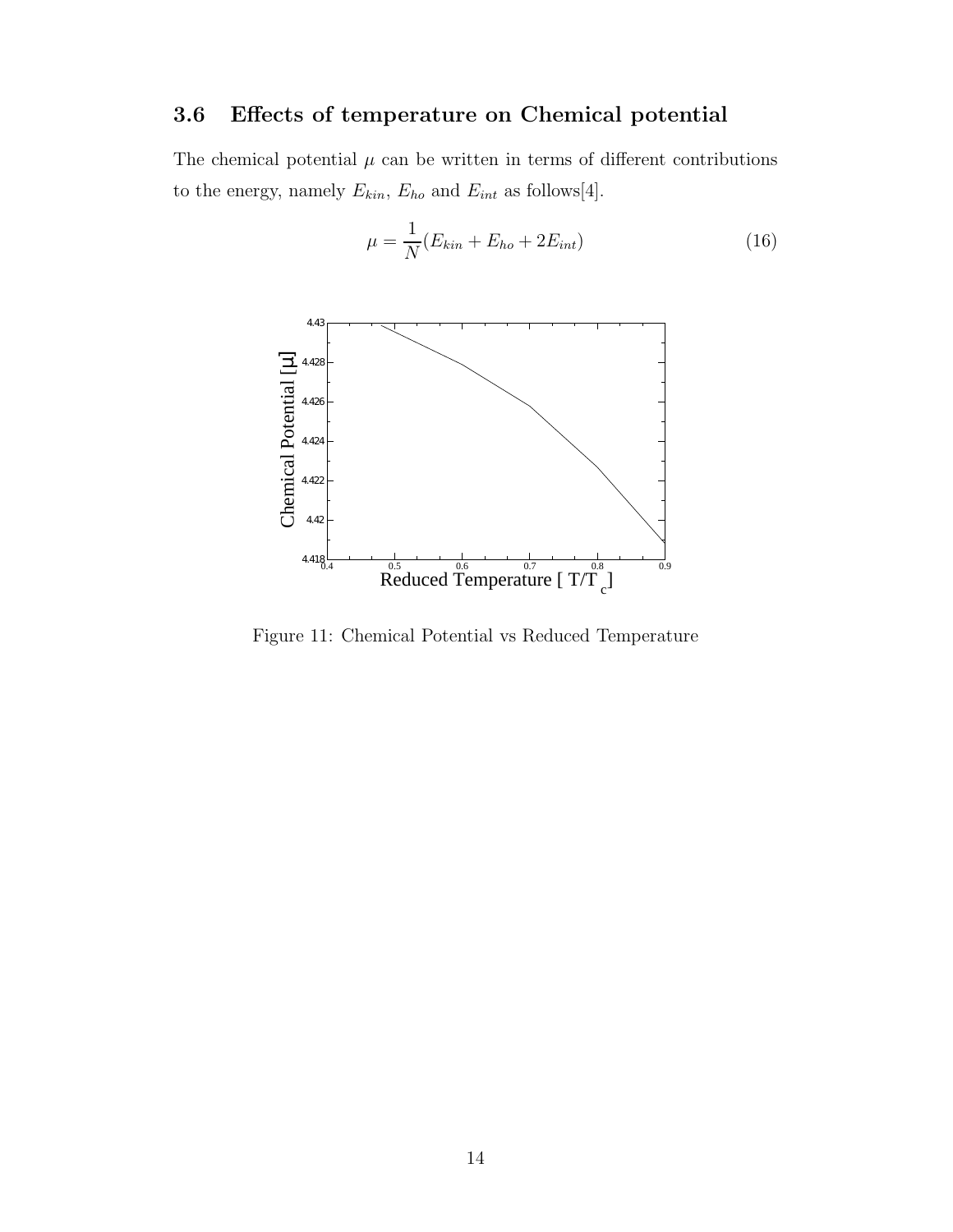### 3.6 Effects of temperature on Chemical potential

The chemical potential $\mu$ can be written in terms of different contributions to the energy, namely $E_{kin}$, $E_{ho}$ and $E_{int}$ as follows[4].

$$\mu = \frac{1}{N}(E_{kin} + E_{ho} + 2E_{int}) \tag{16}$$

Figure 11: Chemical Potential vs Reduced Temperature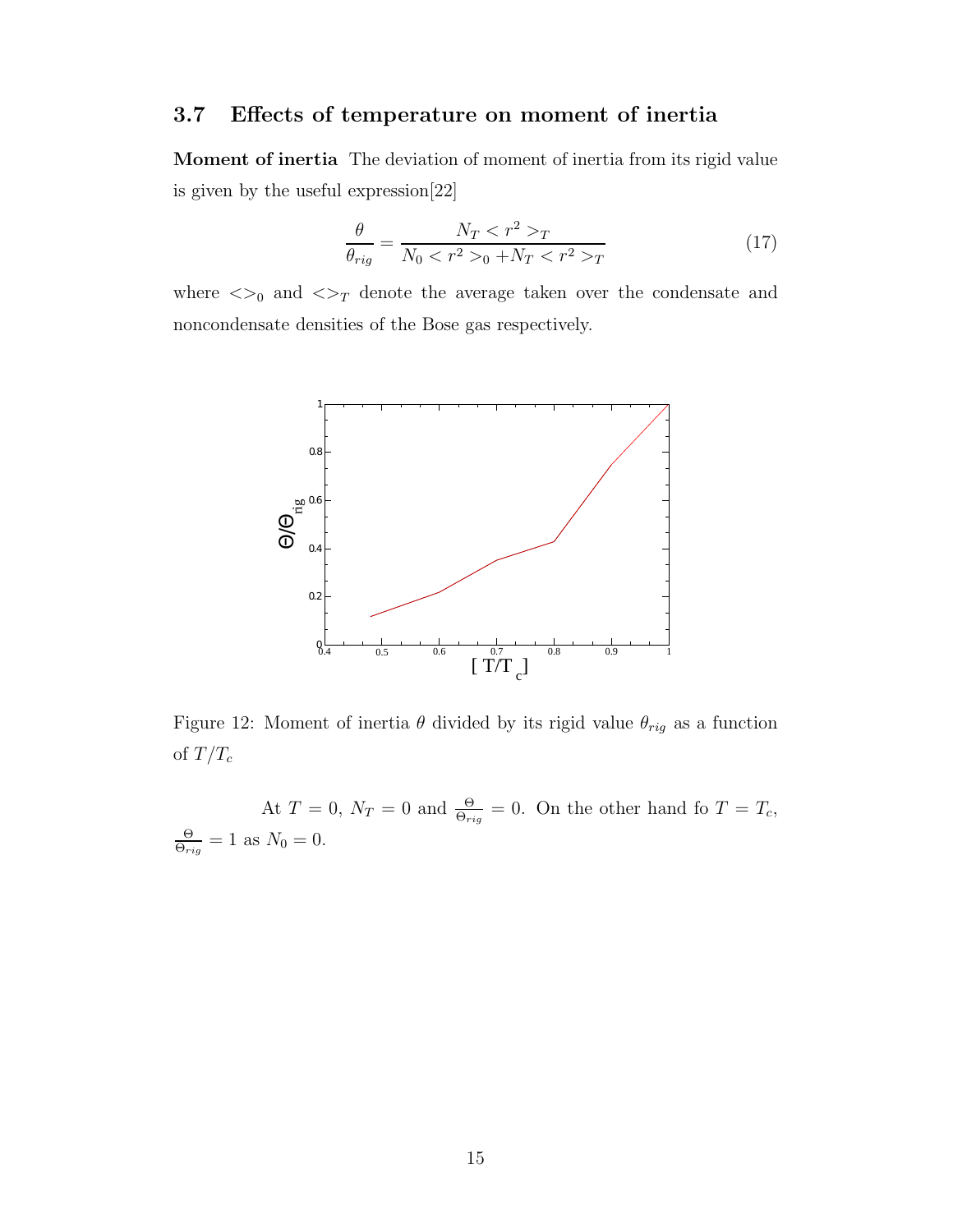### 3.7 Effects of temperature on moment of inertia

**Moment of inertia** The deviation of moment of inertia from its rigid value is given by the useful expression[22]

$$\frac{\theta}{\theta_{rig}} = \frac{N_T < r^2 >_T}{N_0 < r^2 >_0 + N_T < r^2 >_T} \tag{17}$$

where $<>_0$ and $<>_T$ denote the average taken over the condensate and noncondensate densities of the Bose gas respectively.

Figure 12: Moment of inertia $\theta$ divided by its rigid value $\theta_{rig}$ as a function of $T/T_c$

At $T = 0$, $N_T = 0$ and $\frac{\Theta}{\Theta_{rig}} = 0$. On the other hand fo $T = T_c$, $\frac{\Theta}{\Theta_{rig}} = 1$ as $N_0 = 0$.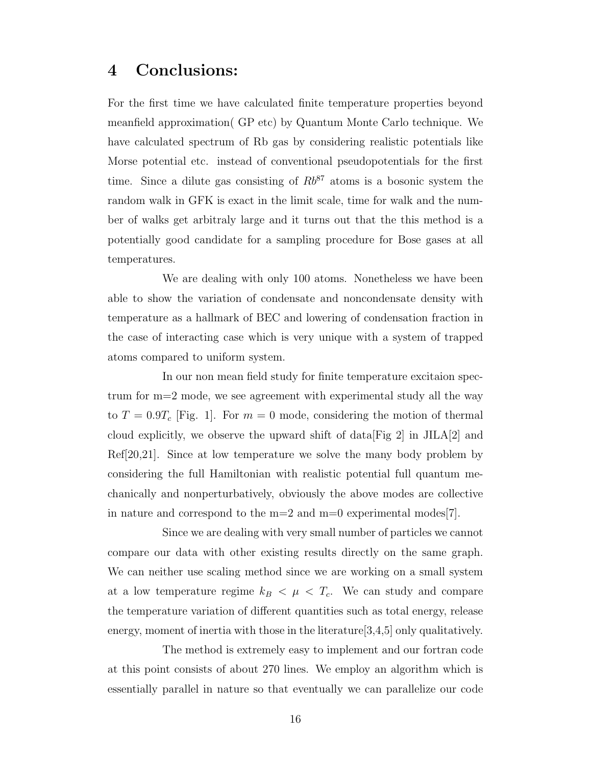## 4 Conclusions:

For the first time we have calculated finite temperature properties beyond meanfield approximation( GP etc) by Quantum Monte Carlo technique. We have calculated spectrum of Rb gas by considering realistic potentials like Morse potential etc. instead of conventional pseudopotentials for the first time. Since a dilute gas consisting of $Rb^{87}$ atoms is a bosonic system the random walk in GFK is exact in the limit scale, time for walk and the number of walks get arbitraly large and it turns out that the this method is a potentially good candidate for a sampling procedure for Bose gases at all temperatures.

We are dealing with only 100 atoms. Nonetheless we have been able to show the variation of condensate and noncondensate density with temperature as a hallmark of BEC and lowering of condensation fraction in the case of interacting case which is very unique with a system of trapped atoms compared to uniform system.

In our non mean field study for finite temperature excitaion spectrum for m=2 mode, we see agreement with experimental study all the way to $T = 0.9T_c$ [Fig. 1]. For $m = 0$ mode, considering the motion of thermal cloud explicitly, we observe the upward shift of data[Fig 2] in JILA[2] and Ref[20,21]. Since at low temperature we solve the many body problem by considering the full Hamiltonian with realistic potential full quantum mechanically and nonperturbatively, obviously the above modes are collective in nature and correspond to the m=2 and m=0 experimental modes[7].

Since we are dealing with very small number of particles we cannot compare our data with other existing results directly on the same graph. We can neither use scaling method since we are working on a small system at a low temperature regime $k_B < \mu < T_c$. We can study and compare the temperature variation of different quantities such as total energy, release energy, moment of inertia with those in the literature[3,4,5] only qualitatively.

The method is extremely easy to implement and our fortran code at this point consists of about 270 lines. We employ an algorithm which is essentially parallel in nature so that eventually we can parallelize our code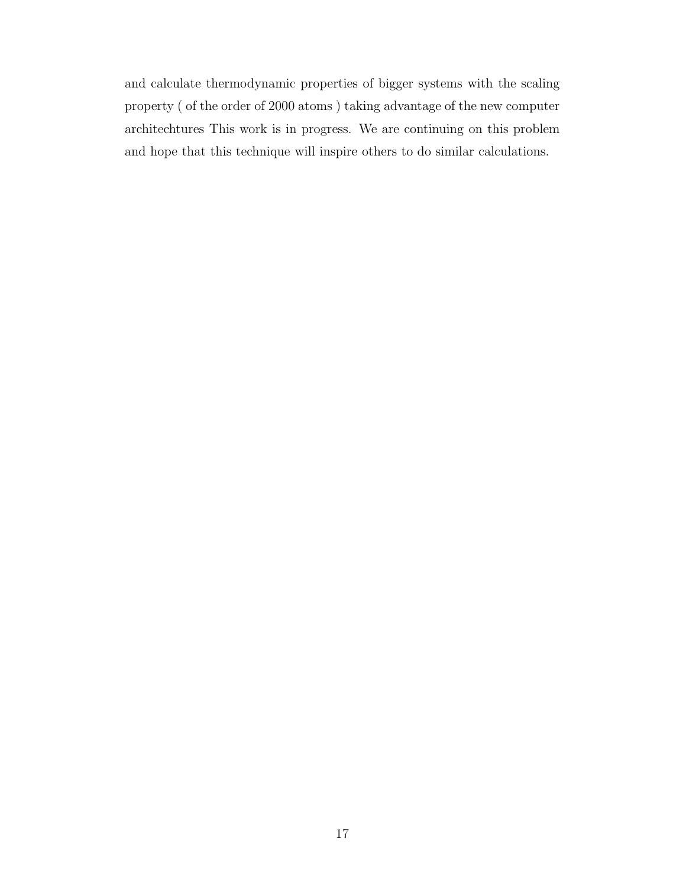and calculate thermodynamic properties of bigger systems with the scaling property ( of the order of 2000 atoms ) taking advantage of the new computer architechtures This work is in progress. We are continuing on this problem and hope that this technique will inspire others to do similar calculations.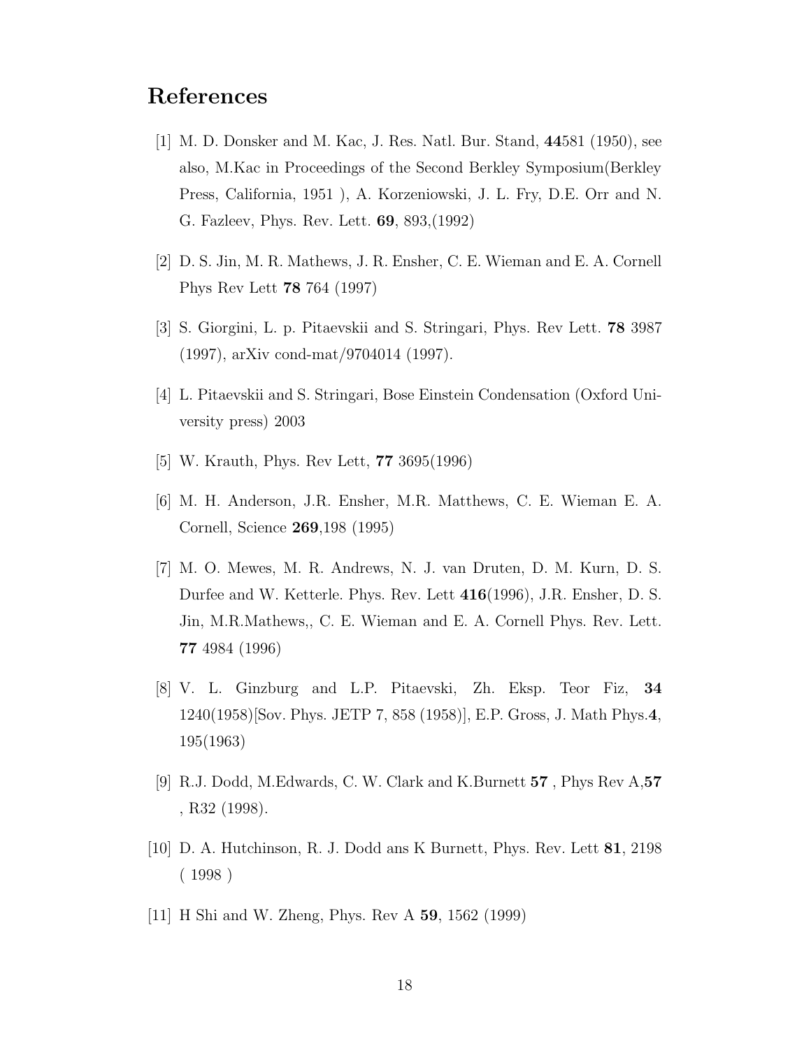## References

[1] M. D. Donsker and M. Kac, J. Res. Natl. Bur. Stand, **44**581 (1950), see also, M.Kac in Proceedings of the Second Berkley Symposium(Berkley Press, California, 1951 ), A. Korzeniowski, J. L. Fry, D.E. Orr and N. G. Fazleev, Phys. Rev. Lett. **69**, 893,(1992)

[2] D. S. Jin, M. R. Mathews, J. R. Ensher, C. E. Wieman and E. A. Cornell Phys Rev Lett **78** 764 (1997)

[3] S. Giorgini, L. p. Pitaevskii and S. Stringari, Phys. Rev Lett. **78** 3987 (1997), arXiv cond-mat/9704014 (1997).

[4] L. Pitaevskii and S. Stringari, Bose Einstein Condensation (Oxford University press) 2003

[5] W. Krauth, Phys. Rev Lett, **77** 3695(1996)

[6] M. H. Anderson, J.R. Ensher, M.R. Matthews, C. E. Wieman E. A. Cornell, Science **269**,198 (1995)

[7] M. O. Mewes, M. R. Andrews, N. J. van Druten, D. M. Kurn, D. S. Durfee and W. Ketterle. Phys. Rev. Lett **416**(1996), J.R. Ensher, D. S. Jin, M.R.Mathews,, C. E. Wieman and E. A. Cornell Phys. Rev. Lett. **77** 4984 (1996)

[8] V. L. Ginzburg and L.P. Pitaevski, Zh. Eksp. Teor Fiz, **34** 1240(1958)[Sov. Phys. JETP 7, 858 (1958)], E.P. Gross, J. Math Phys.**4**, 195(1963)

[9] R.J. Dodd, M.Edwards, C. W. Clark and K.Burnett **57** , Phys Rev A,**57** , R32 (1998).

[10] D. A. Hutchinson, R. J. Dodd ans K Burnett, Phys. Rev. Lett **81**, 2198 ( 1998 )

[11] H Shi and W. Zheng, Phys. Rev A **59**, 1562 (1999)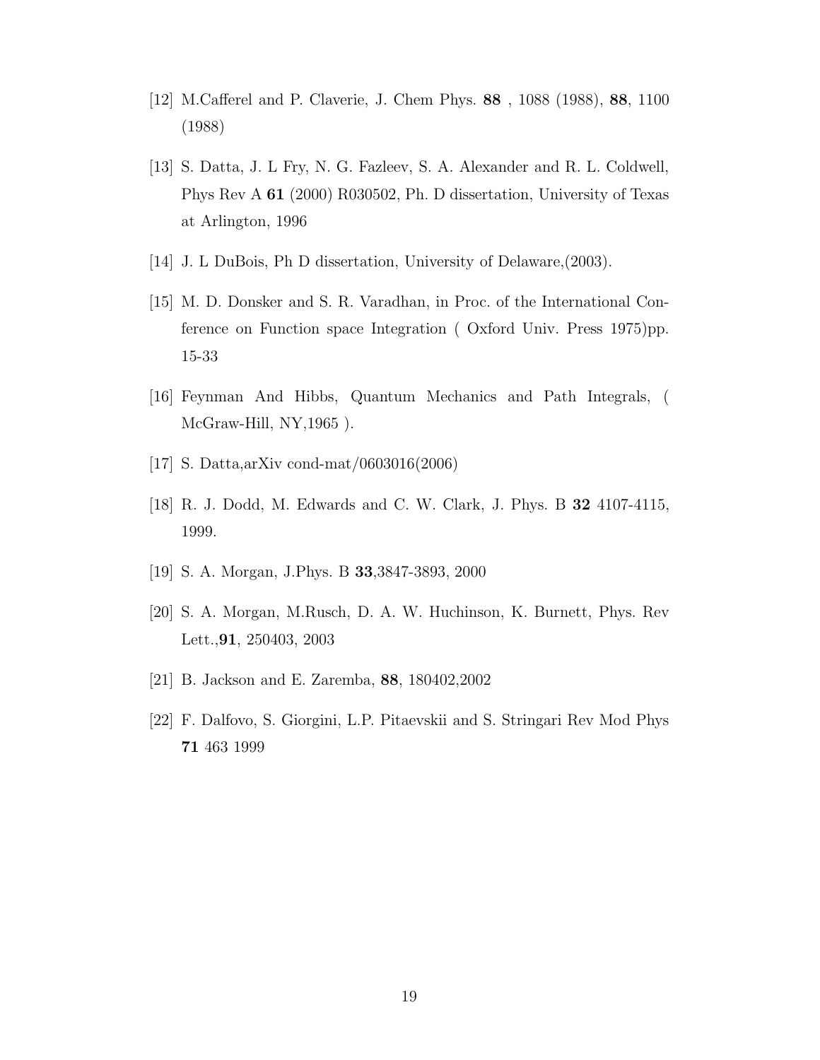[12] M.Cafferel and P. Claverie, J. Chem Phys. **88** , 1088 (1988), **88**, 1100 (1988)

[13] S. Datta, J. L Fry, N. G. Fazleev, S. A. Alexander and R. L. Coldwell, Phys Rev A **61** (2000) R030502, Ph. D dissertation, University of Texas at Arlington, 1996

[14] J. L DuBois, Ph D dissertation, University of Delaware,(2003).

[15] M. D. Donsker and S. R. Varadhan, in Proc. of the International Conference on Function space Integration ( Oxford Univ. Press 1975)pp. 15-33

[16] Feynman And Hibbs, Quantum Mechanics and Path Integrals, ( McGraw-Hill, NY,1965 ).

[17] S. Datta,arXiv cond-mat/0603016(2006)

[18] R. J. Dodd, M. Edwards and C. W. Clark, J. Phys. B **32** 4107-4115, 1999.

[19] S. A. Morgan, J.Phys. B **33**,3847-3893, 2000

[20] S. A. Morgan, M.Rusch, D. A. W. Huchinson, K. Burnett, Phys. Rev Lett.,**91**, 250403, 2003

[21] B. Jackson and E. Zaremba, **88**, 180402,2002

[22] F. Dalfovo, S. Giorgini, L.P. Pitaevskii and S. Stringari Rev Mod Phys **71** 463 1999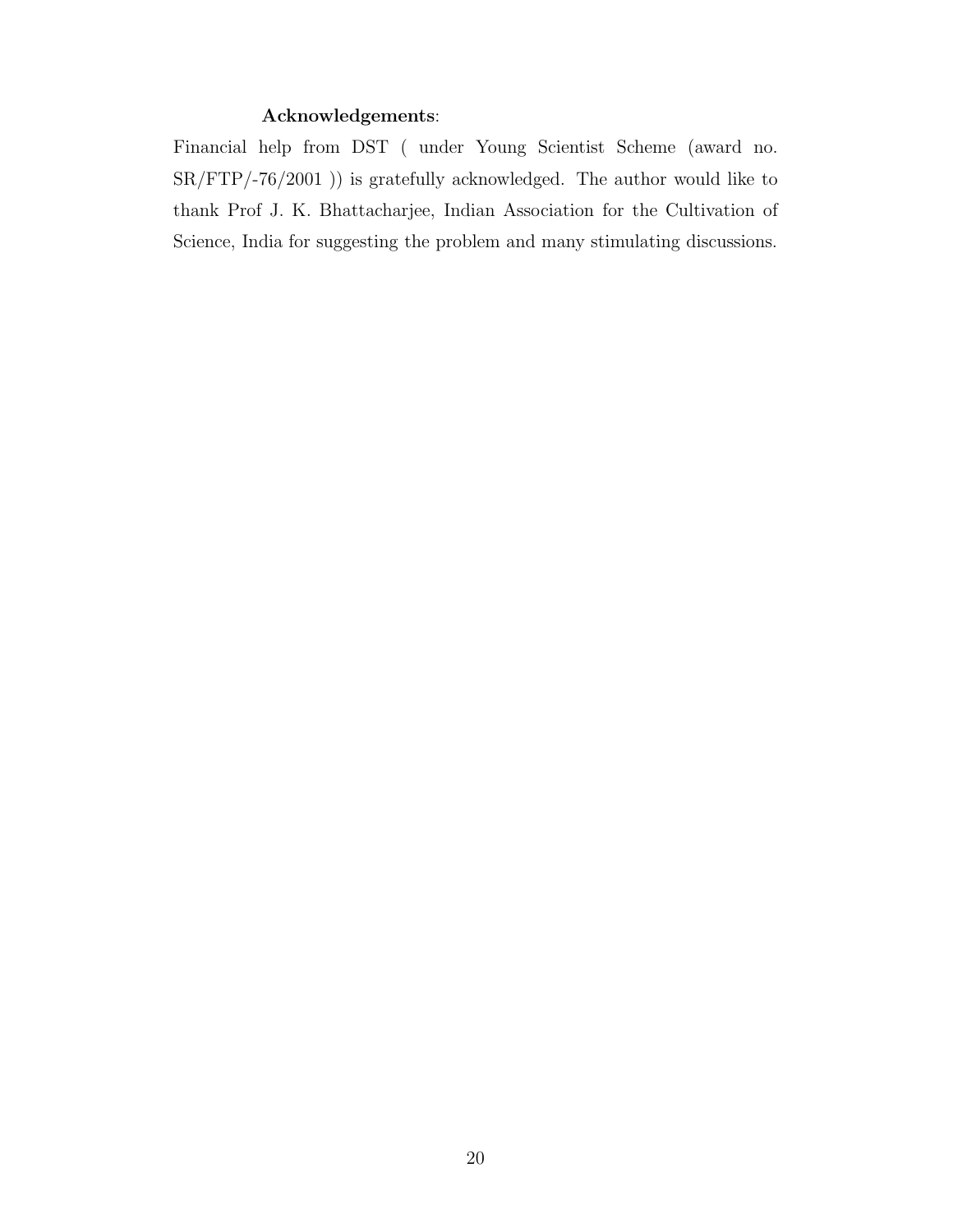**Acknowledgements**:

Financial help from DST ( under Young Scientist Scheme (award no. SR/FTP/-76/2001 )) is gratefully acknowledged. The author would like to thank Prof J. K. Bhattacharjee, Indian Association for the Cultivation of Science, India for suggesting the problem and many stimulating discussions.